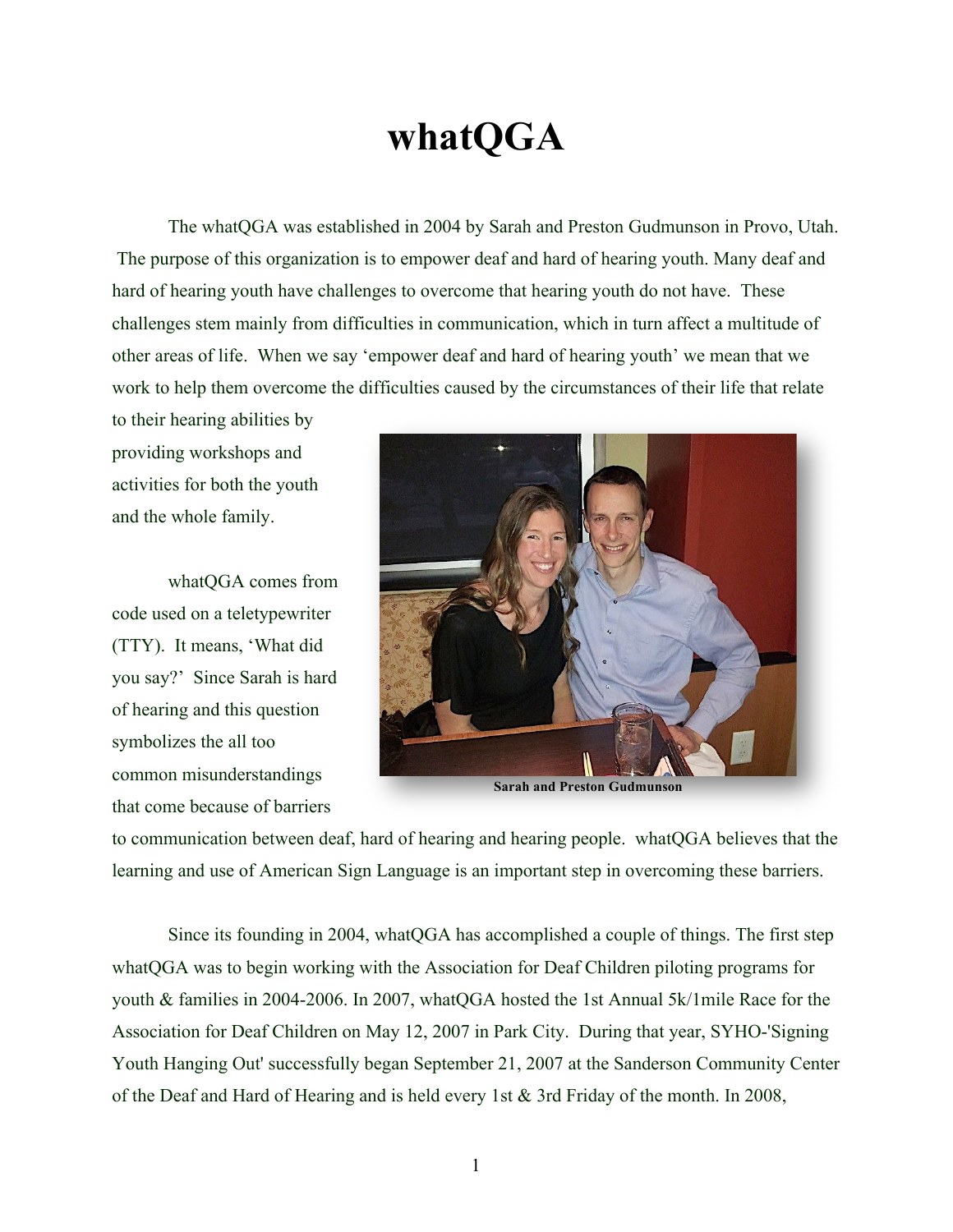# whatQGA

The whatQGA was established in 2004 by Sarah and Preston Gudmunson in Provo, Utah. The purpose of this organization is to empower deaf and hard of hearing youth. Many deaf and hard of hearing youth have challenges to overcome that hearing youth do not have. These challenges stem mainly from difficulties in communication, which in turn affect a multitude of other areas of life. When we say 'empower deaf and hard of hearing youth' we mean that we work to help them overcome the difficulties caused by the circumstances of their life that relate to their hearing abilities by providing workshops and activities for both the youth and the whole family.

**Sarah and Preston Gudmunson**

whatQGA comes from code used on a teletypewriter (TTY). It means, 'What did you say?' Since Sarah is hard of hearing and this question symbolizes the all too common misunderstandings that come because of barriers to communication between deaf, hard of hearing and hearing people. whatQGA believes that the learning and use of American Sign Language is an important step in overcoming these barriers.

Since its founding in 2004, whatQGA has accomplished a couple of things. The first step whatQGA was to begin working with the Association for Deaf Children piloting programs for youth & families in 2004-2006. In 2007, whatQGA hosted the 1st Annual 5k/1mile Race for the Association for Deaf Children on May 12, 2007 in Park City. During that year, SYHO-'Signing Youth Hanging Out' successfully began September 21, 2007 at the Sanderson Community Center of the Deaf and Hard of Hearing and is held every 1st & 3rd Friday of the month. In 2008,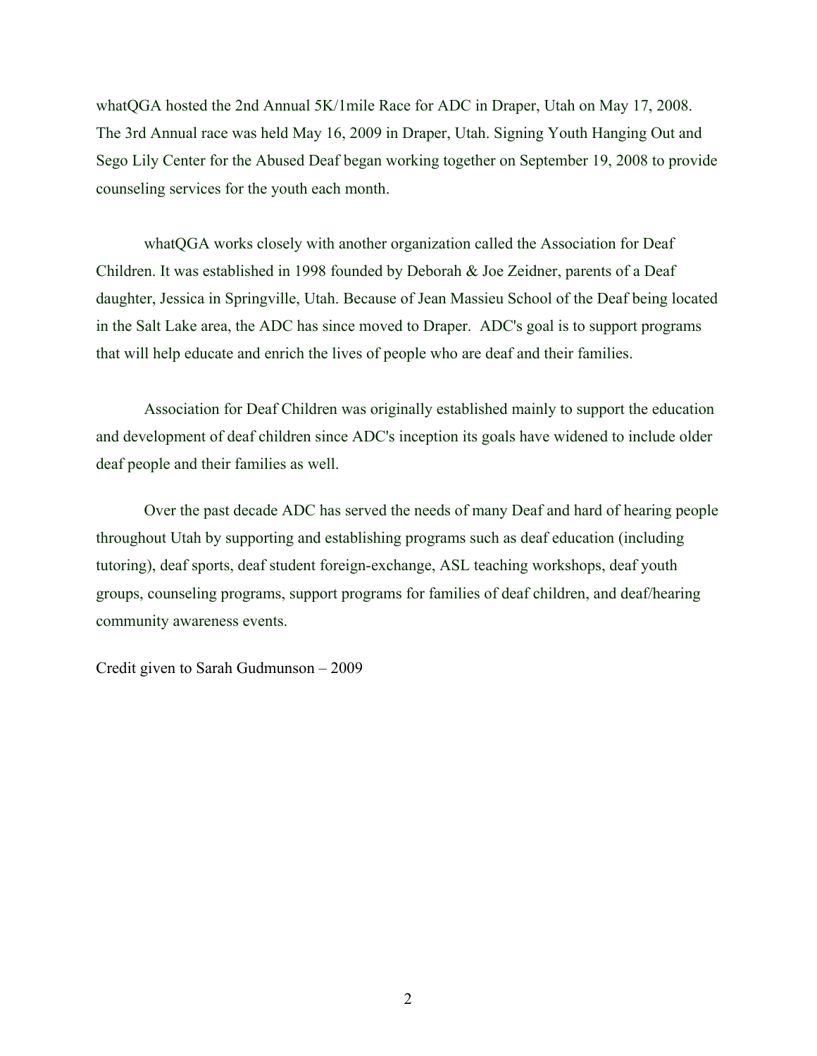whatQGA hosted the 2nd Annual 5K/1mile Race for ADC in Draper, Utah on May 17, 2008. The 3rd Annual race was held May 16, 2009 in Draper, Utah. Signing Youth Hanging Out and Sego Lily Center for the Abused Deaf began working together on September 19, 2008 to provide counseling services for the youth each month.

whatQGA works closely with another organization called the Association for Deaf Children. It was established in 1998 founded by Deborah & Joe Zeidner, parents of a Deaf daughter, Jessica in Springville, Utah. Because of Jean Massieu School of the Deaf being located in the Salt Lake area, the ADC has since moved to Draper. ADC's goal is to support programs that will help educate and enrich the lives of people who are deaf and their families.

Association for Deaf Children was originally established mainly to support the education and development of deaf children since ADC's inception its goals have widened to include older deaf people and their families as well.

Over the past decade ADC has served the needs of many Deaf and hard of hearing people throughout Utah by supporting and establishing programs such as deaf education (including tutoring), deaf sports, deaf student foreign-exchange, ASL teaching workshops, deaf youth groups, counseling programs, support programs for families of deaf children, and deaf/hearing community awareness events.

Credit given to Sarah Gudmunson – 2009